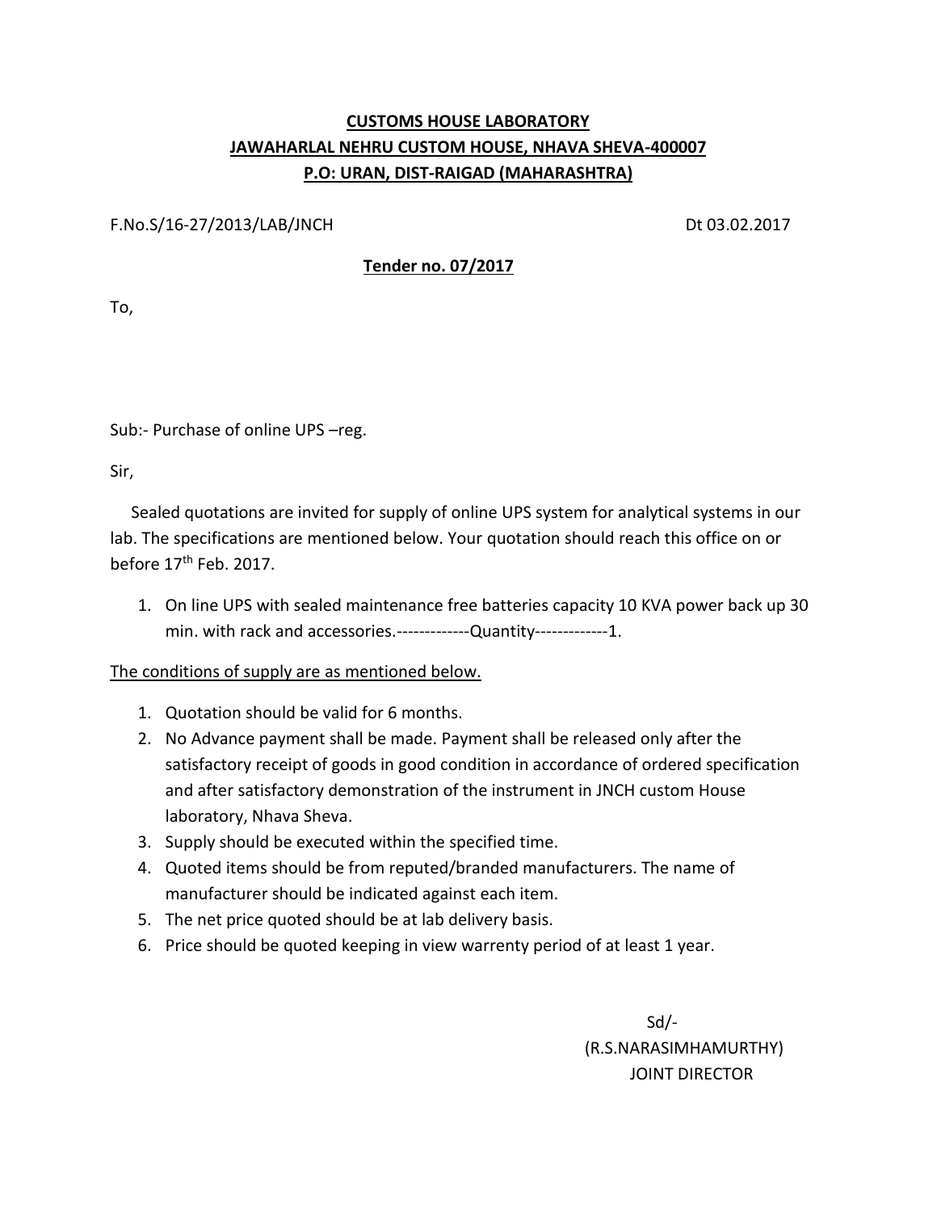**CUSTOMS HOUSE LABORATORY**
**JAWAHARLAL NEHRU CUSTOM HOUSE, NHAVA SHEVA-400007**
**P.O: URAN, DIST-RAIGAD (MAHARASHTRA)**

F.No.S/16-27/2013/LAB/JNCH Dt 03.02.2017

**Tender no. 07/2017**

To,

Sub:- Purchase of online UPS –reg.

Sir,

Sealed quotations are invited for supply of online UPS system for analytical systems in our lab. The specifications are mentioned below. Your quotation should reach this office on or before 17th Feb. 2017.

1. On line UPS with sealed maintenance free batteries capacity 10 KVA power back up 30 min. with rack and accessories.-------------Quantity-------------1.

The conditions of supply are as mentioned below.

1. Quotation should be valid for 6 months.
2. No Advance payment shall be made. Payment shall be released only after the satisfactory receipt of goods in good condition in accordance of ordered specification and after satisfactory demonstration of the instrument in JNCH custom House laboratory, Nhava Sheva.
3. Supply should be executed within the specified time.
4. Quoted items should be from reputed/branded manufacturers. The name of manufacturer should be indicated against each item.
5. The net price quoted should be at lab delivery basis.
6. Price should be quoted keeping in view warrenty period of at least 1 year.

Sd/-
(R.S.NARASIMHAMURTHY)
JOINT DIRECTOR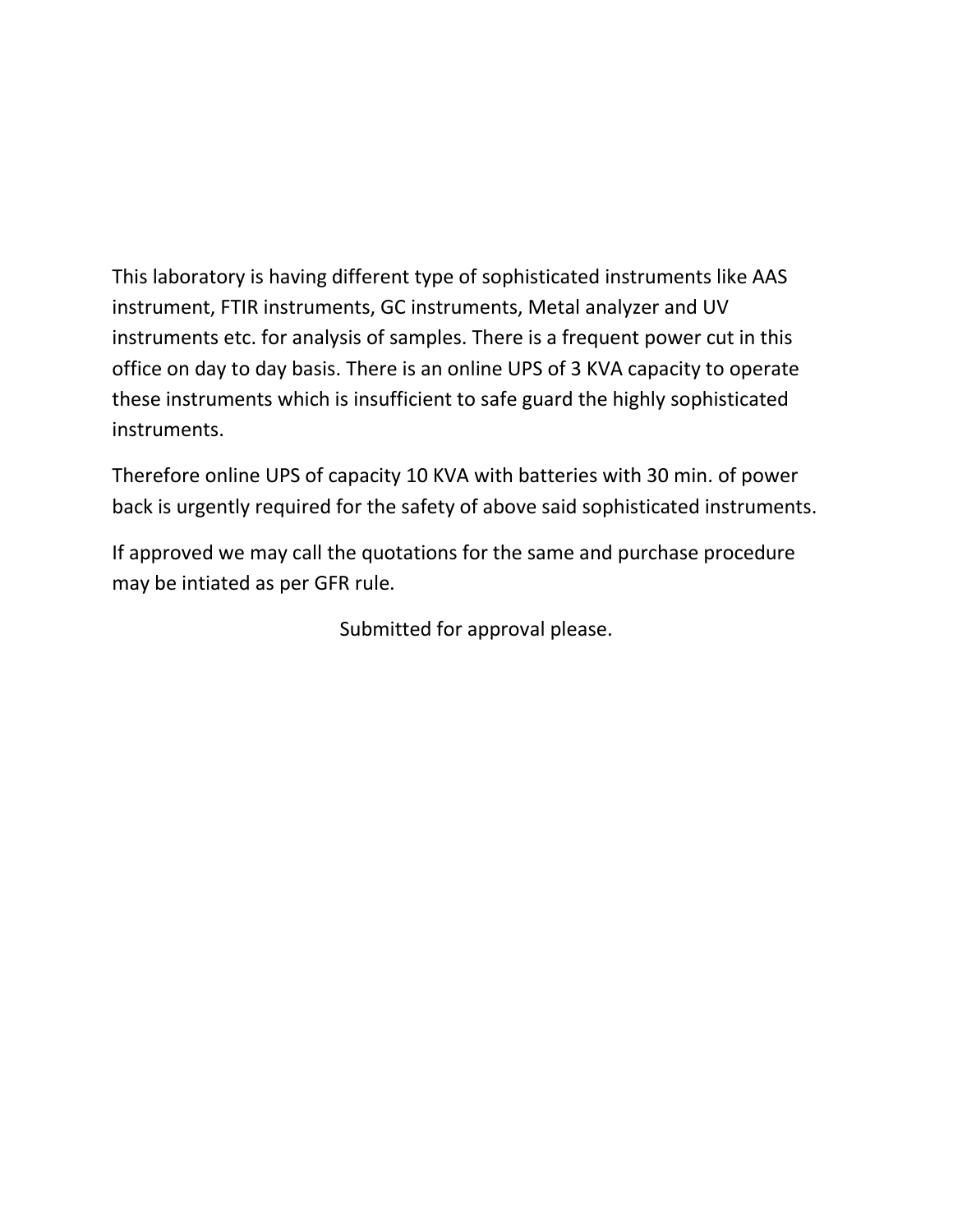This laboratory is having different type of sophisticated instruments like AAS instrument, FTIR instruments, GC instruments, Metal analyzer and UV instruments etc. for analysis of samples. There is a frequent power cut in this office on day to day basis. There is an online UPS of 3 KVA capacity to operate these instruments which is insufficient to safe guard the highly sophisticated instruments.

Therefore online UPS of capacity 10 KVA with batteries with 30 min. of power back is urgently required for the safety of above said sophisticated instruments.

If approved we may call the quotations for the same and purchase procedure may be intiated as per GFR rule.

Submitted for approval please.